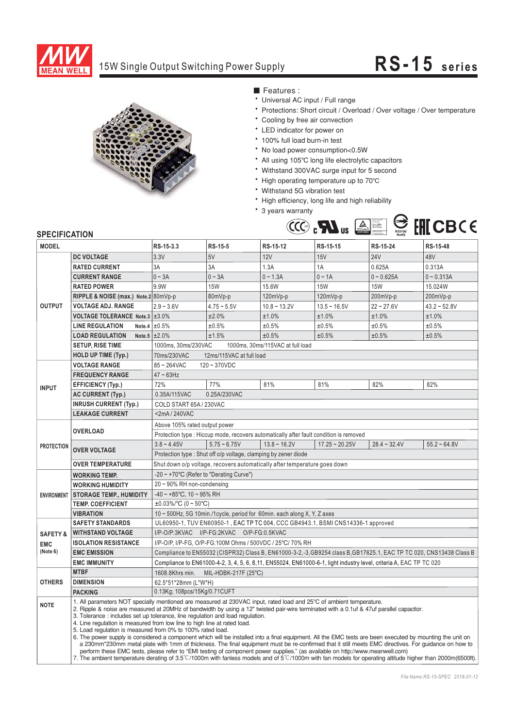# 15W Single Output Switching Power Supply

# RS-15 series

■ Features :

- Universal AC input / Full range
- Protections: Short circuit / Overload / Over voltage / Over temperature
- Cooling by free air convection
- LED indicator for power on
- 100% full load burn-in test
- No load power consumption<0.5W
- All using 105℃ long life electrolytic capacitors
- Withstand 300VAC surge input for 5 second
- High operating temperature up to 70℃
- Withstand 5G vibration test
- High efficiency, long life and high reliability
- 3 years warranty

## SPECIFICATION

| MODEL | | RS-15-3.3 | RS-15-5 | RS-15-12 | RS-15-15 | RS-15-24 | RS-15-48 |
|---|---|---|---|---|---|---|---|
| OUTPUT | DC VOLTAGE | 3.3V | 5V | 12V | 15V | 24V | 48V |
| | RATED CURRENT | 3A | 3A | 1.3A | 1A | 0.625A | 0.313A |
| | CURRENT RANGE | 0 ~ 3A | 0 ~ 3A | 0 ~ 1.3A | 0 ~ 1A | 0 ~ 0.625A | 0 ~ 0.313A |
| | RATED POWER | 9.9W | 15W | 15.6W | 15W | 15W | 15.024W |
| | RIPPLE & NOISE (max.) Note.2 | 80mVp-p | 80mVp-p | 120mVp-p | 120mVp-p | 200mVp-p | 200mVp-p |
| | VOLTAGE ADJ. RANGE | 2.9 ~ 3.6V | 4.75 ~ 5.5V | 10.8 ~ 13.2V | 13.5 ~ 16.5V | 22 ~ 27.6V | 43.2 ~ 52.8V |
| | VOLTAGE TOLERANCE Note.3 | ±3.0% | ±2.0% | ±1.0% | ±1.0% | ±1.0% | ±1.0% |
| | LINE REGULATION Note.4 | ±0.5% | ±0.5% | ±0.5% | ±0.5% | ±0.5% | ±0.5% |
| | LOAD REGULATION Note.5 | ±2.0% | ±1.5% | ±0.5% | ±0.5% | ±0.5% | ±0.5% |
| | SETUP, RISE TIME | 1000ms, 30ms/230VAC 1000ms, 30ms/115VAC at full load | | | | | |
| | HOLD UP TIME (Typ.) | 70ms/230VAC 12ms/115VAC at full load | | | | | |
| INPUT | VOLTAGE RANGE | 85 ~ 264VAC 120 ~ 370VDC | | | | | |
| | FREQUENCY RANGE | 47 ~ 63Hz | | | | | |
| | EFFICIENCY (Typ.) | 72% | 77% | 81% | 81% | 82% | 82% |
| | AC CURRENT (Typ.) | 0.35A/115VAC 0.25A/230VAC | | | | | |
| | INRUSH CURRENT (Typ.) | COLD START 65A / 230VAC | | | | | |
| | LEAKAGE CURRENT | <2mA / 240VAC | | | | | |
| PROTECTION | OVERLOAD | Above 105% rated output power | | | | | |
| | | Protection type : Hiccup mode, recovers automatically after fault condition is removed | | | | | |
| | OVER VOLTAGE | 3.8 ~ 4.45V | 5.75 ~ 6.75V | 13.8 ~ 16.2V | 17.25 ~ 20.25V | 28.4 ~ 32.4V | 55.2 ~ 64.8V |
| | | Protection type : Shut off o/p voltage, clamping by zener diode | | | | | |
| | OVER TEMPERATURE | Shut down o/p voltage, recovers automatically after temperature goes down | | | | | |
| ENVIRONMENT | WORKING TEMP. | -20 ~ +70℃ (Refer to "Derating Curve") | | | | | |
| | WORKING HUMIDITY | 20 ~ 90% RH non-condensing | | | | | |
| | STORAGE TEMP., HUMIDITY | -40 ~ +85℃, 10 ~ 95% RH | | | | | |
| | TEMP. COEFFICIENT | ±0.03%/℃ (0 ~ 50℃) | | | | | |
| | VIBRATION | 10 ~ 500Hz, 5G 10min./1cycle, period for 60min. each along X, Y, Z axes | | | | | |
| SAFETY & EMC (Note 6) | SAFETY STANDARDS | UL60950-1, TUV EN60950-1 , EAC TP TC 004, CCC GB4943.1, BSMI CNS14336-1 approved | | | | | |
| | WITHSTAND VOLTAGE | I/P-O/P:3KVAC I/P-FG:2KVAC O/P-FG:0.5KVAC | | | | | |
| | ISOLATION RESISTANCE | I/P-O/P, I/P-FG, O/P-FG:100M Ohms / 500VDC / 25℃/ 70% RH | | | | | |
| | EMC EMISSION | Compliance to EN55032 (CISPR32) Class B, EN61000-3-2,-3,GB9254 class B,GB17625.1, EAC TP TC 020, CNS13438 Class B | | | | | |
| | EMC IMMUNITY | Compliance to EN61000-4-2, 3, 4, 5, 6, 8,11, EN55024, EN61000-6-1, light industry level, criteria A, EAC TP TC 020 | | | | | |
| OTHERS | MTBF | 1608.8Khrs min. MIL-HDBK-217F (25℃) | | | | | |
| | DIMENSION | 62.5*51*28mm (L*W*H) | | | | | |
| | PACKING | 0.13Kg; 108pcs/15Kg/0.71CUFT | | | | | |

**NOTE**

1. All parameters NOT specially mentioned are measured at 230VAC input, rated load and 25℃ of ambient temperature.
2. Ripple & noise are measured at 20MHz of bandwidth by using a 12" twisted pair-wire terminated with a 0.1uf & 47uf parallel capacitor.
3. Tolerance : includes set up tolerance, line regulation and load regulation.
4. Line regulation is measured from low line to high line at rated load.
5. Load regulation is measured from 0% to 100% rated load.
6. The power supply is considered a component which will be installed into a final equipment. All the EMC tests are been executed by mounting the unit on a 230mm*230mm metal plate with 1mm of thickness. The final equipment must be re-confirmed that it still meets EMC directives. For guidance on how to perform these EMC tests, please refer to "EMI testing of component power supplies." (as available on http://www.meanwell.com)
7. The ambient temperature derating of 3.5℃/1000m with fanless models and of 5℃/1000m with fan models for operating altitude higher than 2000m(6500ft).

*File Name:RS-15-SPEC 2018-01-12*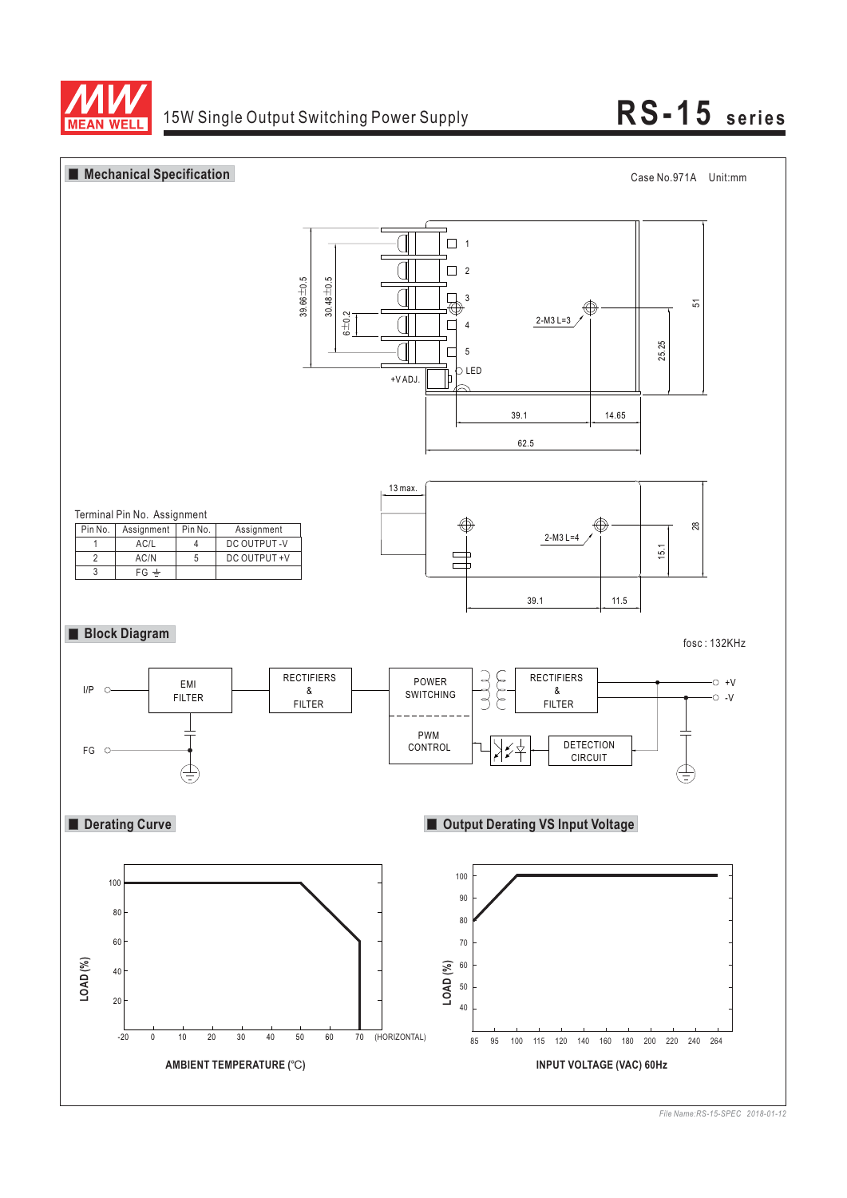## Mechanical Specification

Case No.971A Unit:mm

1
2
3
4
5
LED
+V ADJ.
2-M3 L=3
39.66±0.5
30.48±0.5
6±0.2
51
25.25
39.1
14.65
62.5

13 max.
2-M3 L=4
28
15.1
39.1
11.5

Terminal Pin No. Assignment

| Pin No. | Assignment | Pin No. | Assignment |
|---|---|---|---|
| 1 | AC/L | 4 | DC OUTPUT -V |
| 2 | AC/N | 5 | DC OUTPUT +V |
| 3 | FG ⏚ | | |

## Block Diagram

fosc : 132KHz

I/P
FG
EMI FILTER
RECTIFIERS & FILTER
POWER SWITCHING
PWM CONTROL
RECTIFIERS & FILTER
DETECTION CIRCUIT
+V
-V

## Derating Curve

LOAD (%)
100
80
60
40
20
-20 0 10 20 30 40 50 60 70 (HORIZONTAL)
AMBIENT TEMPERATURE (℃)

## Output Derating VS Input Voltage

LOAD (%)
100
90
80
70
60
50
40
85 95 100 115 120 140 160 180 200 220 240 264
INPUT VOLTAGE (VAC) 60Hz

*File Name:RS-15-SPEC 2018-01-12*